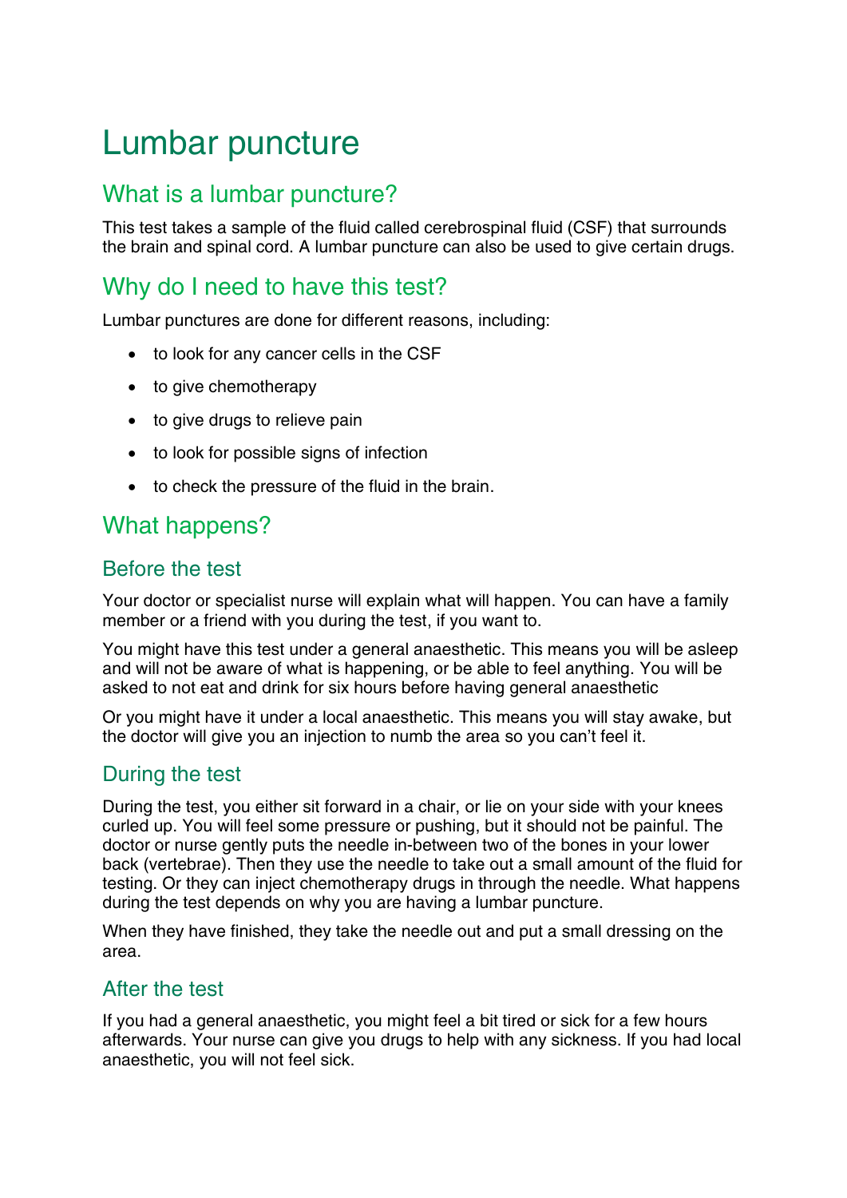# Lumbar puncture

## What is a lumbar puncture?

This test takes a sample of the fluid called cerebrospinal fluid (CSF) that surrounds the brain and spinal cord. A lumbar puncture can also be used to give certain drugs.

## Why do I need to have this test?

Lumbar punctures are done for different reasons, including:

- to look for any cancer cells in the CSF
- to give chemotherapy
- to give drugs to relieve pain
- to look for possible signs of infection
- to check the pressure of the fluid in the brain.

## What happens?

### Before the test

Your doctor or specialist nurse will explain what will happen. You can have a family member or a friend with you during the test, if you want to.

You might have this test under a general anaesthetic. This means you will be asleep and will not be aware of what is happening, or be able to feel anything. You will be asked to not eat and drink for six hours before having general anaesthetic

Or you might have it under a local anaesthetic. This means you will stay awake, but the doctor will give you an injection to numb the area so you can't feel it.

### During the test

During the test, you either sit forward in a chair, or lie on your side with your knees curled up. You will feel some pressure or pushing, but it should not be painful. The doctor or nurse gently puts the needle in-between two of the bones in your lower back (vertebrae). Then they use the needle to take out a small amount of the fluid for testing. Or they can inject chemotherapy drugs in through the needle. What happens during the test depends on why you are having a lumbar puncture.

When they have finished, they take the needle out and put a small dressing on the area.

### After the test

If you had a general anaesthetic, you might feel a bit tired or sick for a few hours afterwards. Your nurse can give you drugs to help with any sickness. If you had local anaesthetic, you will not feel sick.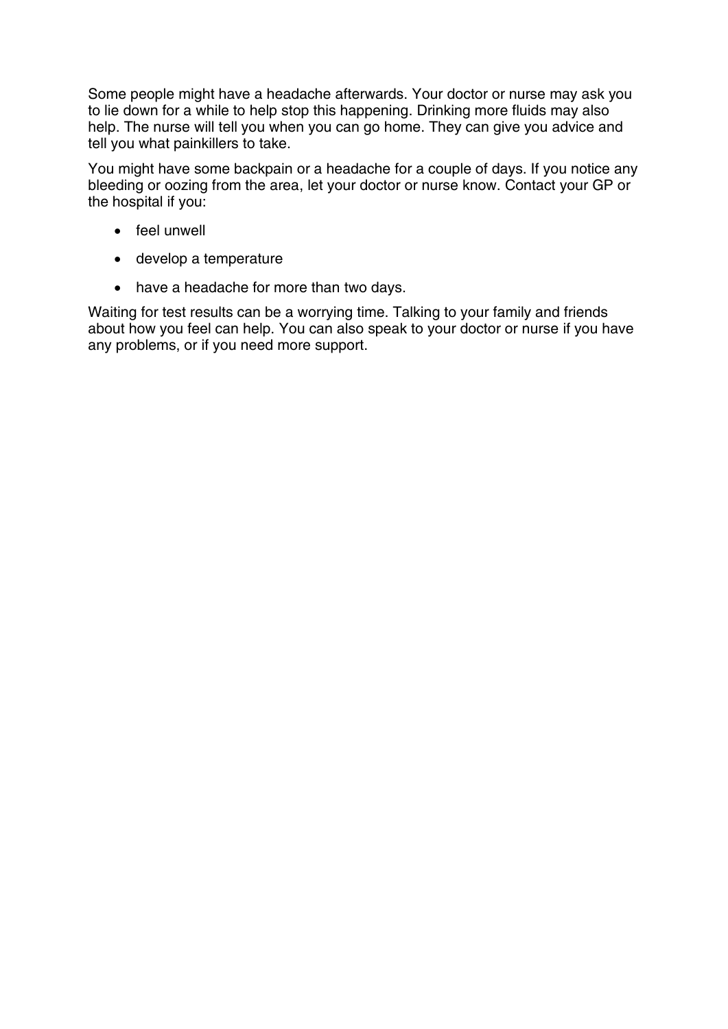Some people might have a headache afterwards. Your doctor or nurse may ask you to lie down for a while to help stop this happening. Drinking more fluids may also help. The nurse will tell you when you can go home. They can give you advice and tell you what painkillers to take.

You might have some backpain or a headache for a couple of days. If you notice any bleeding or oozing from the area, let your doctor or nurse know. Contact your GP or the hospital if you:

- feel unwell
- develop a temperature
- have a headache for more than two days.

Waiting for test results can be a worrying time. Talking to your family and friends about how you feel can help. You can also speak to your doctor or nurse if you have any problems, or if you need more support.